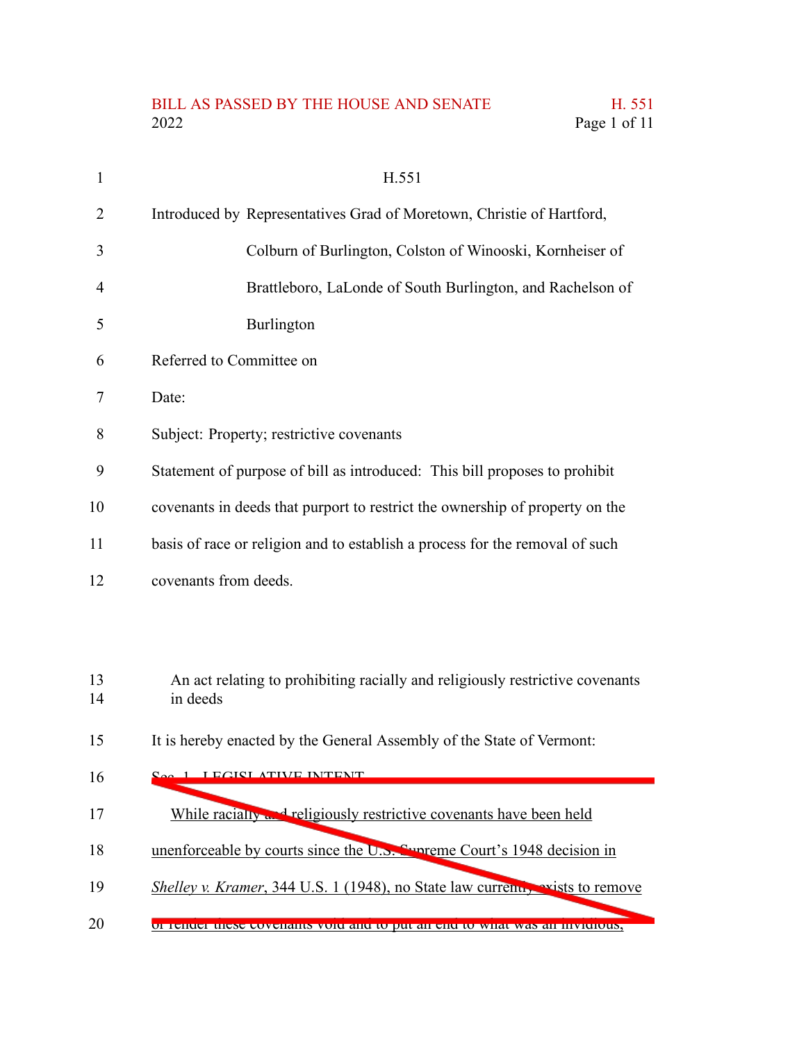H.551

Introduced by Representatives Grad of Moretown, Christie of Hartford, Colburn of Burlington, Colston of Winooski, Kornheiser of Brattleboro, LaLonde of South Burlington, and Rachelson of Burlington

Referred to Committee on

Date:

Subject: Property; restrictive covenants

Statement of purpose of bill as introduced: This bill proposes to prohibit covenants in deeds that purport to restrict the ownership of property on the basis of race or religion and to establish a process for the removal of such covenants from deeds.

An act relating to prohibiting racially and religiously restrictive covenants in deeds

It is hereby enacted by the General Assembly of the State of Vermont:

~~Sec. 1. LEGISLATIVE INTENT~~

~~While racially and religiously restrictive covenants have been held unenforceable by courts since the U.S. Supreme Court's 1948 decision in *Shelley v. Kramer*, 344 U.S. 1 (1948), no State law currently exists to remove or render these covenants void and to put an end to what was an invidious,~~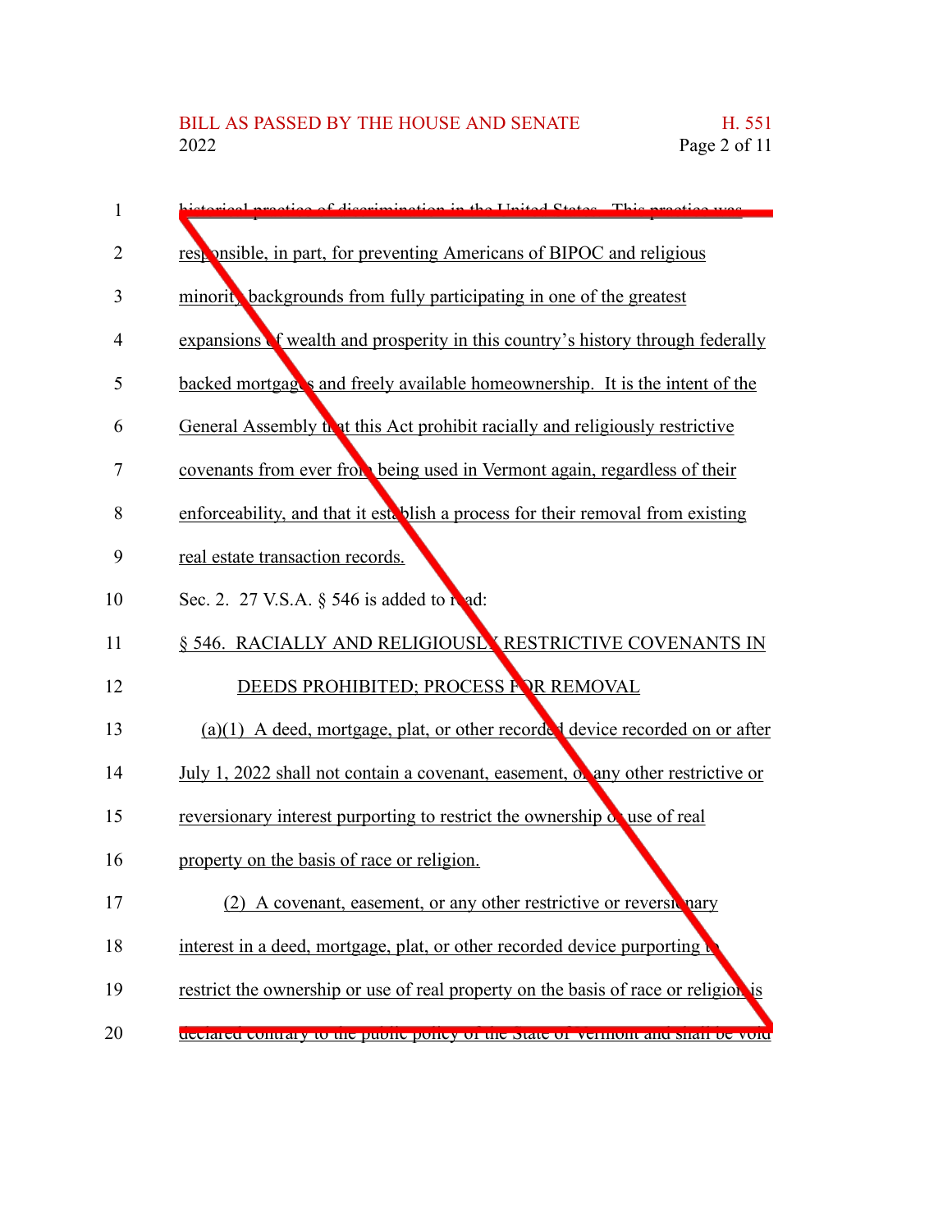historical practice of discrimination in the United States. This practice was responsible, in part, for preventing Americans of BIPOC and religious minority backgrounds from fully participating in one of the greatest expansions of wealth and prosperity in this country's history through federally backed mortgages and freely available homeownership. It is the intent of the General Assembly that this Act prohibit racially and religiously restrictive covenants from ever from being used in Vermont again, regardless of their enforceability, and that it establish a process for their removal from existing real estate transaction records.

Sec. 2. 27 V.S.A. § 546 is added to read:

§ 546. RACIALLY AND RELIGIOUSLY RESTRICTIVE COVENANTS IN DEEDS PROHIBITED; PROCESS FOR REMOVAL

(a)(1) A deed, mortgage, plat, or other recorded device recorded on or after July 1, 2022 shall not contain a covenant, easement, or any other restrictive or reversionary interest purporting to restrict the ownership or use of real property on the basis of race or religion.

(2) A covenant, easement, or any other restrictive or reversionary interest in a deed, mortgage, plat, or other recorded device purporting to restrict the ownership or use of real property on the basis of race or religion is declared contrary to the public policy of the State of Vermont and shall be void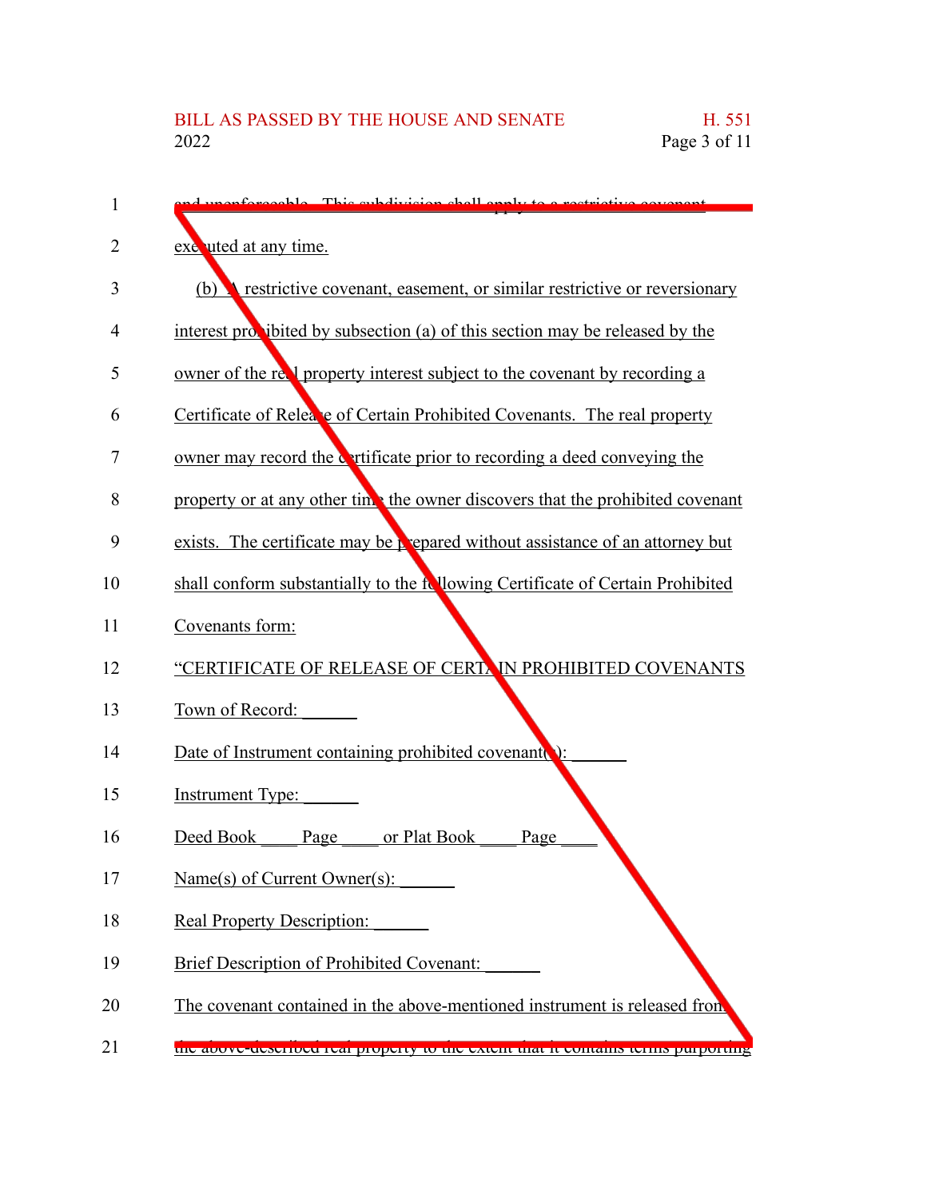and unenforceable. This subdivision shall apply to a restrictive covenant executed at any time.

(b) A restrictive covenant, easement, or similar restrictive or reversionary interest prohibited by subsection (a) of this section may be released by the owner of the real property interest subject to the covenant by recording a Certificate of Release of Certain Prohibited Covenants. The real property owner may record the certificate prior to recording a deed conveying the property or at any other time the owner discovers that the prohibited covenant exists. The certificate may be prepared without assistance of an attorney but shall conform substantially to the following Certificate of Certain Prohibited Covenants form:

"CERTIFICATE OF RELEASE OF CERTAIN PROHIBITED COVENANTS

Town of Record: ______

Date of Instrument containing prohibited covenant(s): ______

Instrument Type: ______

Deed Book ____ Page ____ or Plat Book ____ Page ____

Name(s) of Current Owner(s): ______

Real Property Description: ______

Brief Description of Prohibited Covenant: ______

The covenant contained in the above-mentioned instrument is released from the above-described real property to the extent that it contains terms purporting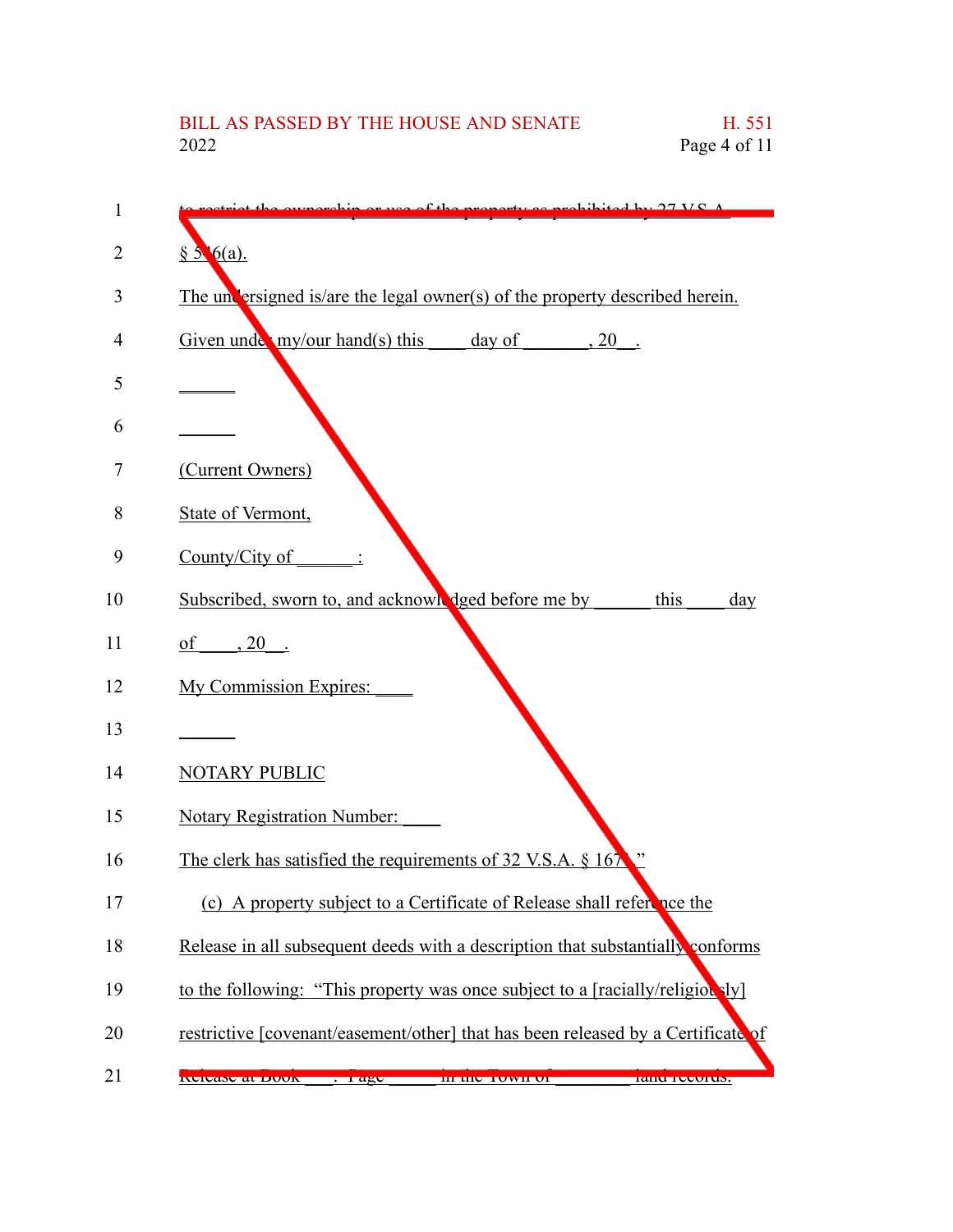to restrict the ownership or use of the property as prohibited by 27 V.S.A. § 546(a).

The undersigned is/are the legal owner(s) of the property described herein.

Given under my/our hand(s) this ____ day of _______, 20__.

______

______

(Current Owners)

State of Vermont,

County/City of ______:

Subscribed, sworn to, and acknowledged before me by ______ this ____ day of ____, 20__.

My Commission Expires: ____

______

NOTARY PUBLIC

Notary Registration Number: ____

The clerk has satisfied the requirements of 32 V.S.A. § 1671."

(c) A property subject to a Certificate of Release shall reference the Release in all subsequent deeds with a description that substantially conforms to the following: "This property was once subject to a [racially/religiously] restrictive [covenant/easement/other] that has been released by a Certificate of Release at Book ___, Page _____ in the Town of ________ land records.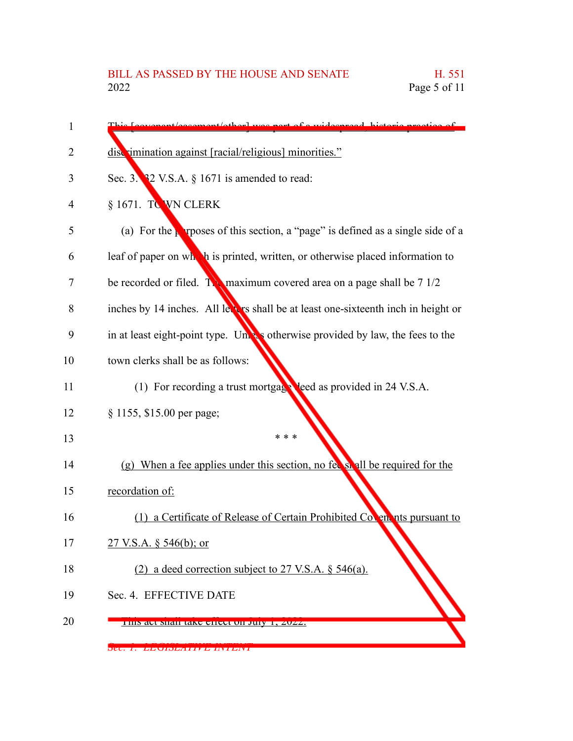This [covenant/easement/other] was part of a widespread, historic practice of discrimination against [racial/religious] minorities."

Sec. 3. 32 V.S.A. § 1671 is amended to read:

§ 1671. TOWN CLERK

(a) For the purposes of this section, a "page" is defined as a single side of a leaf of paper on which is printed, written, or otherwise placed information to be recorded or filed. The maximum covered area on a page shall be 7 1/2 inches by 14 inches. All letters shall be at least one-sixteenth inch in height or in at least eight-point type. Unless otherwise provided by law, the fees to the town clerks shall be as follows:

(1) For recording a trust mortgage deed as provided in 24 V.S.A. § 1155, $15.00 per page;

* * *

(g) When a fee applies under this section, no fee shall be required for the recordation of:

(1) a Certificate of Release of Certain Prohibited Covenants pursuant to 27 V.S.A. § 546(b); or

(2) a deed correction subject to 27 V.S.A. § 546(a).

Sec. 4. EFFECTIVE DATE

This act shall take effect on July 1, 2022.

*Sec. 1. LEGISLATIVE INTENT*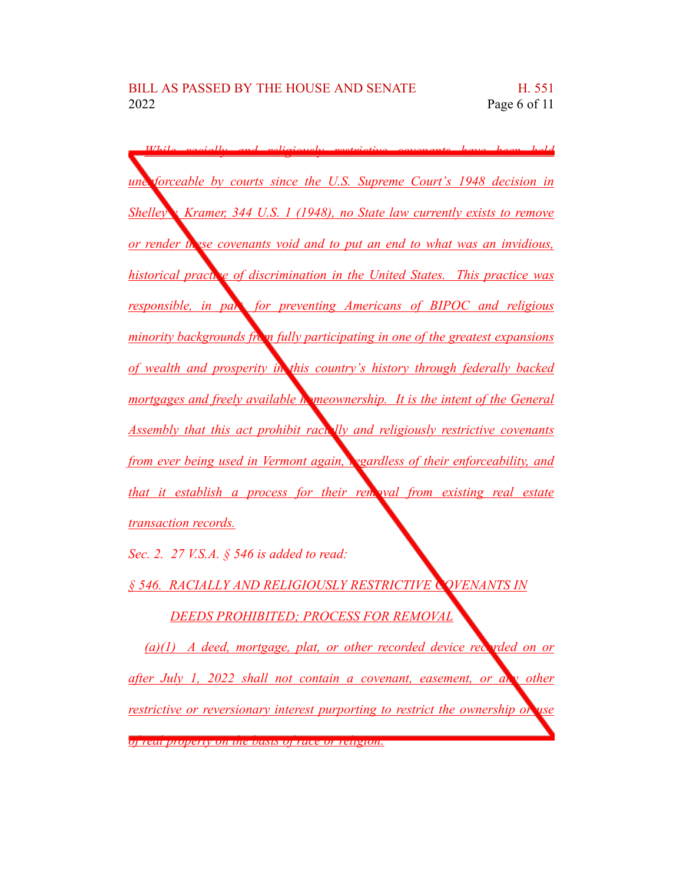*While racially and religiously restrictive covenants have been held unenforceable by courts since the U.S. Supreme Court's 1948 decision in Shelley v. Kramer, 344 U.S. 1 (1948), no State law currently exists to remove or render these covenants void and to put an end to what was an invidious, historical practice of discrimination in the United States. This practice was responsible, in part, for preventing Americans of BIPOC and religious minority backgrounds from fully participating in one of the greatest expansions of wealth and prosperity in this country's history through federally backed mortgages and freely available homeownership. It is the intent of the General Assembly that this act prohibit racially and religiously restrictive covenants from ever being used in Vermont again, regardless of their enforceability, and that it establish a process for their removal from existing real estate transaction records.*

*Sec. 2. 27 V.S.A. § 546 is added to read:*

*§ 546. RACIALLY AND RELIGIOUSLY RESTRICTIVE COVENANTS IN DEEDS PROHIBITED; PROCESS FOR REMOVAL*

*(a)(1) A deed, mortgage, plat, or other recorded device recorded on or after July 1, 2022 shall not contain a covenant, easement, or any other restrictive or reversionary interest purporting to restrict the ownership or use of real property on the basis of race or religion.*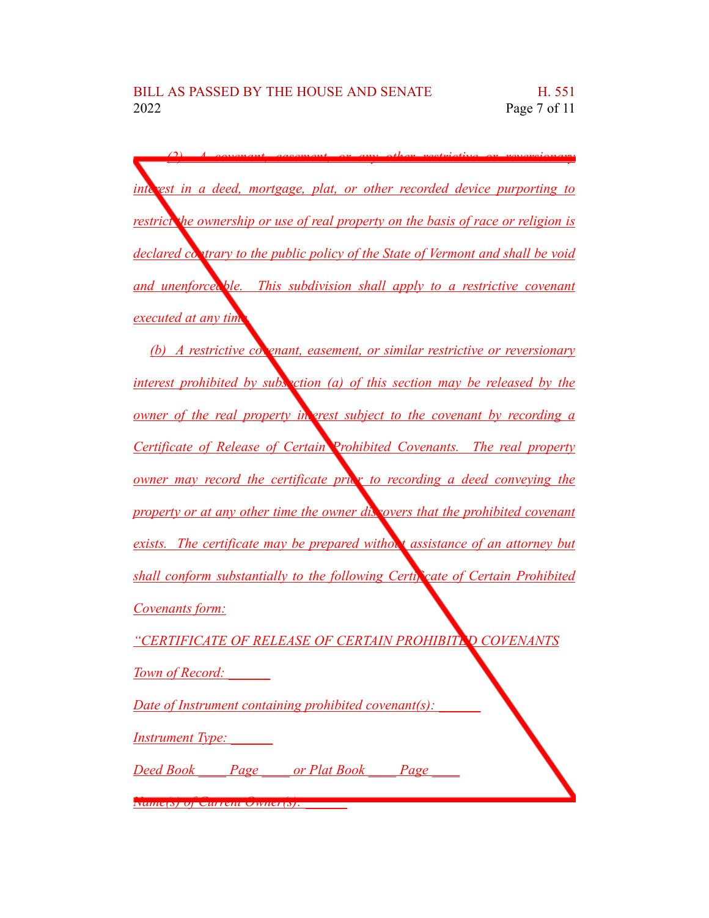*(2) A covenant, easement, or any other restrictive or reversionary interest in a deed, mortgage, plat, or other recorded device purporting to restrict the ownership or use of real property on the basis of race or religion is declared contrary to the public policy of the State of Vermont and shall be void and unenforceable. This subdivision shall apply to a restrictive covenant executed at any time.*

*(b) A restrictive covenant, easement, or similar restrictive or reversionary interest prohibited by subsection (a) of this section may be released by the owner of the real property interest subject to the covenant by recording a Certificate of Release of Certain Prohibited Covenants. The real property owner may record the certificate prior to recording a deed conveying the property or at any other time the owner discovers that the prohibited covenant exists. The certificate may be prepared without assistance of an attorney but shall conform substantially to the following Certificate of Certain Prohibited Covenants form:*

*"CERTIFICATE OF RELEASE OF CERTAIN PROHIBITED COVENANTS*

*Town of Record: ______*

*Date of Instrument containing prohibited covenant(s): ______*

*Instrument Type: ______*

*Deed Book ____ Page ____ or Plat Book ____ Page ____*

*Name(s) of Current Owner(s): ______*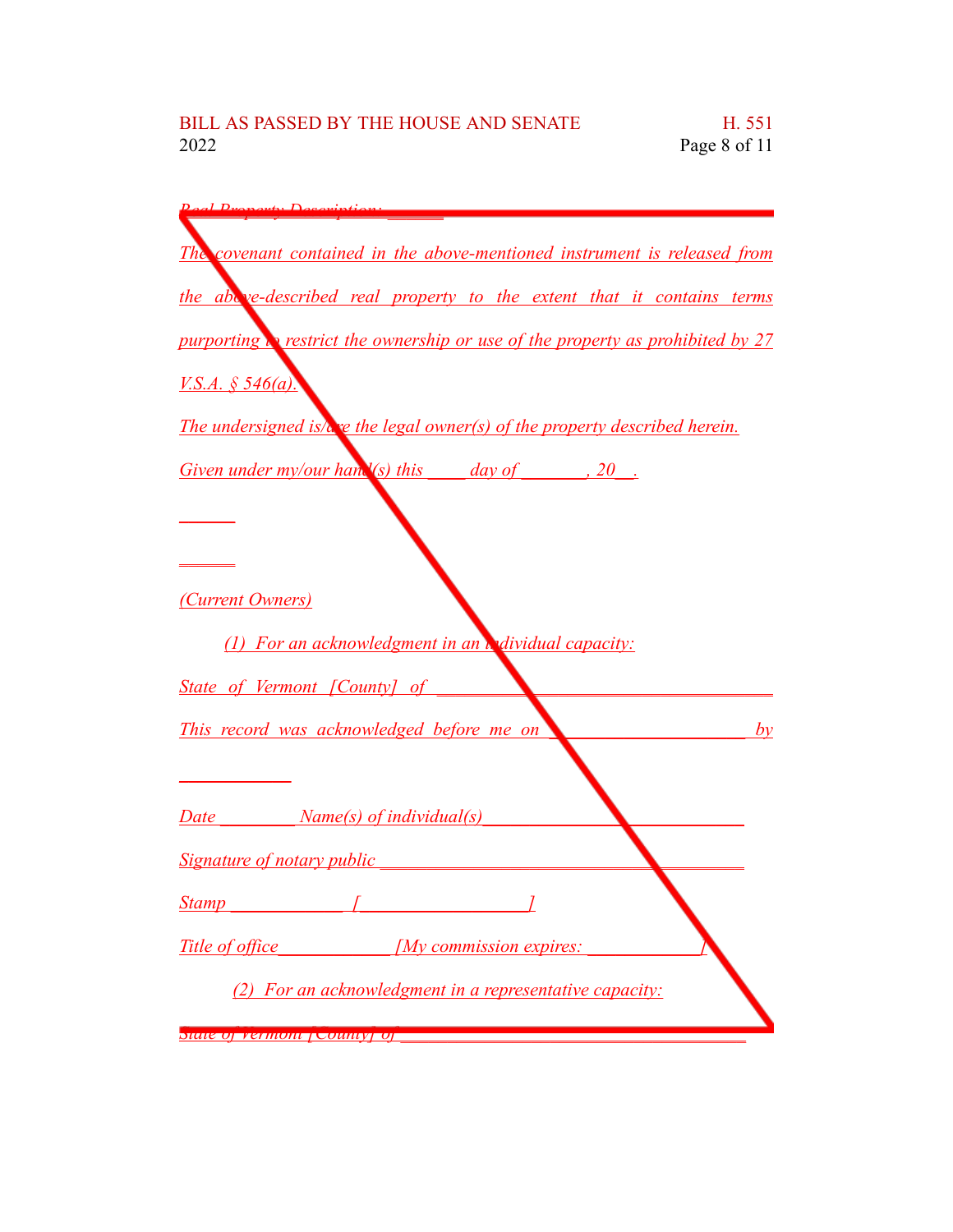*Real Property Description: ______*

*The covenant contained in the above-mentioned instrument is released from the above-described real property to the extent that it contains terms purporting to restrict the ownership or use of the property as prohibited by 27 V.S.A. § 546(a).*

*The undersigned is/are the legal owner(s) of the property described herein.*

*Given under my/our hand(s) this ____ day of _______, 20__.*

*______*

*______*

*(Current Owners)*

*(1) For an acknowledgment in an individual capacity:*

*State of Vermont [County] of ____________________________________*

*This record was acknowledged before me on ____________________ by ____________*

*Date ________ Name(s) of individual(s)____________________________*

*Signature of notary public ________________________________________*

*Stamp ____________ [_________________]*

*Title of office____________ [My commission expires: ____________]*

*(2) For an acknowledgment in a representative capacity:*

*State of Vermont [County] of ____________________________________*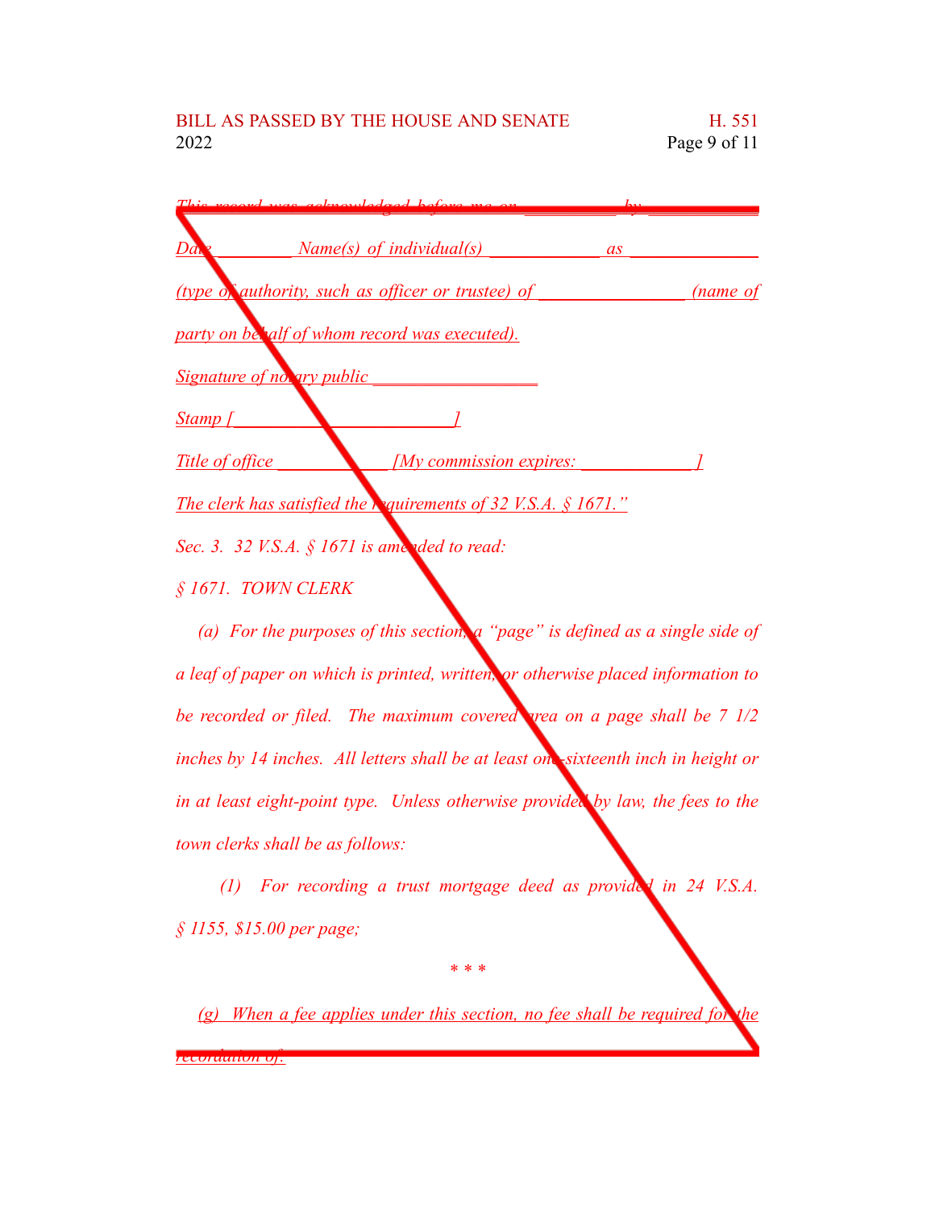This record was acknowledged before me on __________ by ___________

Date ________ Name(s) of individual(s) ____________ as _____________

(type of authority, such as officer or trustee) of _______________ (name of

party on behalf of whom record was executed).

Signature of notary public _________________

Stamp [_______________________]

Title of office ____________ [My commission expires: ____________]

The clerk has satisfied the requirements of 32 V.S.A. § 1671."

Sec. 3. 32 V.S.A. § 1671 is amended to read:

§ 1671. TOWN CLERK

(a) For the purposes of this section, a "page" is defined as a single side of a leaf of paper on which is printed, written, or otherwise placed information to be recorded or filed. The maximum covered area on a page shall be 7 1/2 inches by 14 inches. All letters shall be at least one-sixteenth inch in height or in at least eight-point type. Unless otherwise provided by law, the fees to the town clerks shall be as follows:

(1) For recording a trust mortgage deed as provided in 24 V.S.A. § 1155, $15.00 per page;

* * *

(g) When a fee applies under this section, no fee shall be required for the recordation of: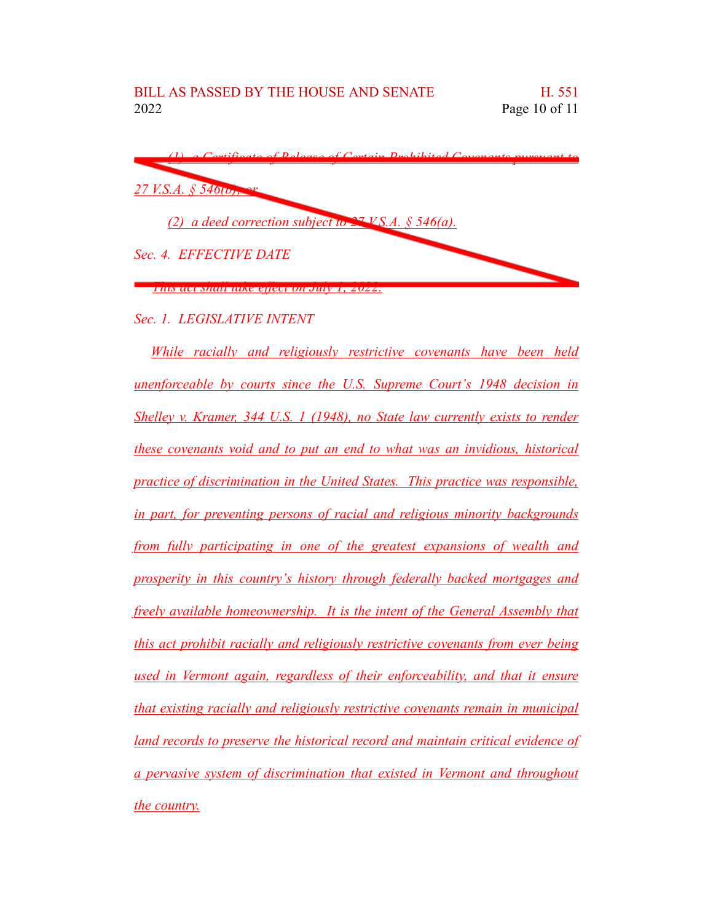(1) a Certificate of Release of Certain Prohibited Covenants pursuant to 27 V.S.A. § 546(b); or

(2) a deed correction subject to 27 V.S.A. § 546(a).

Sec. 4. EFFECTIVE DATE

This act shall take effect on July 1, 2022.

*Sec. 1. LEGISLATIVE INTENT*

*While racially and religiously restrictive covenants have been held unenforceable by courts since the U.S. Supreme Court's 1948 decision in Shelley v. Kramer, 344 U.S. 1 (1948), no State law currently exists to render these covenants void and to put an end to what was an invidious, historical practice of discrimination in the United States. This practice was responsible, in part, for preventing persons of racial and religious minority backgrounds from fully participating in one of the greatest expansions of wealth and prosperity in this country's history through federally backed mortgages and freely available homeownership. It is the intent of the General Assembly that this act prohibit racially and religiously restrictive covenants from ever being used in Vermont again, regardless of their enforceability, and that it ensure that existing racially and religiously restrictive covenants remain in municipal land records to preserve the historical record and maintain critical evidence of a pervasive system of discrimination that existed in Vermont and throughout the country.*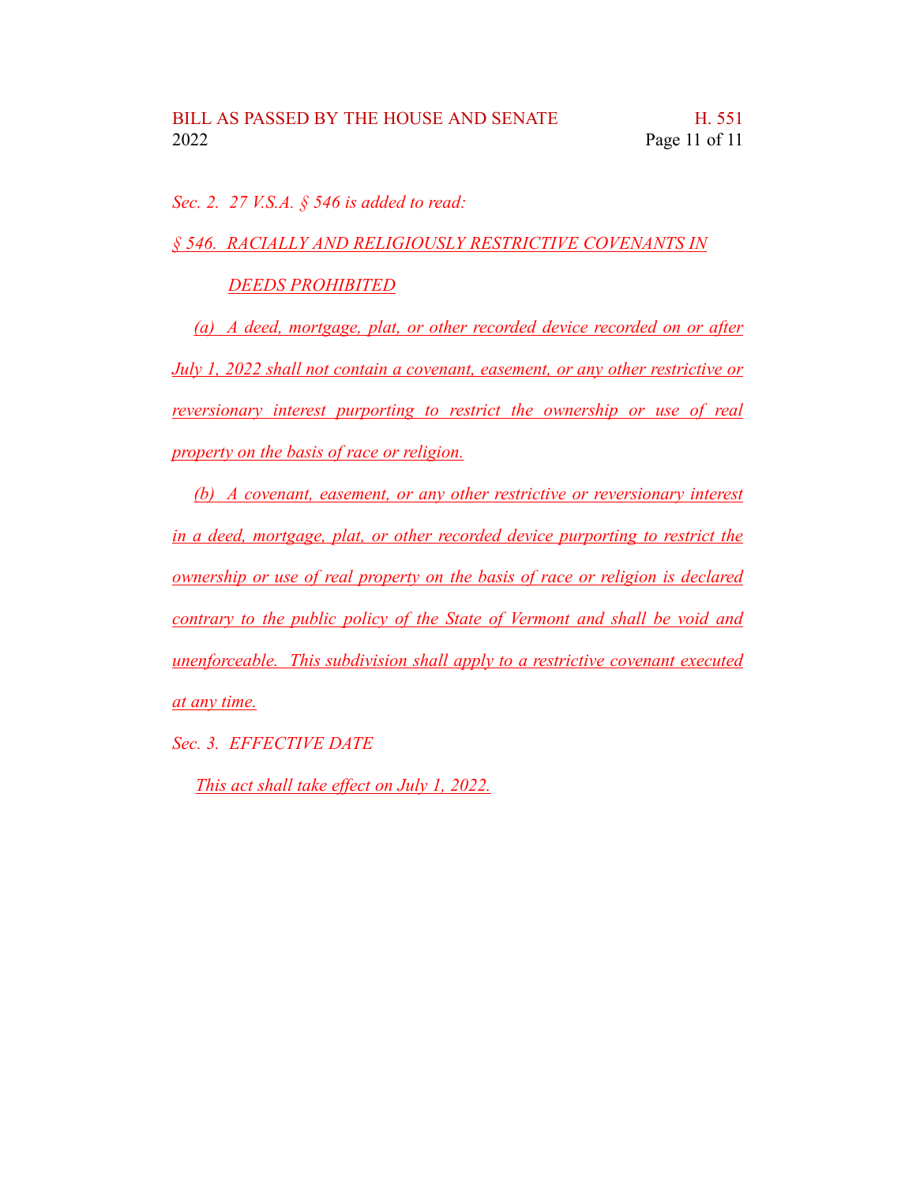*Sec. 2. 27 V.S.A. § 546 is added to read:*

*§ 546. RACIALLY AND RELIGIOUSLY RESTRICTIVE COVENANTS IN DEEDS PROHIBITED*

*(a) A deed, mortgage, plat, or other recorded device recorded on or after July 1, 2022 shall not contain a covenant, easement, or any other restrictive or reversionary interest purporting to restrict the ownership or use of real property on the basis of race or religion.*

*(b) A covenant, easement, or any other restrictive or reversionary interest in a deed, mortgage, plat, or other recorded device purporting to restrict the ownership or use of real property on the basis of race or religion is declared contrary to the public policy of the State of Vermont and shall be void and unenforceable. This subdivision shall apply to a restrictive covenant executed at any time.*

*Sec. 3. EFFECTIVE DATE*

*This act shall take effect on July 1, 2022.*